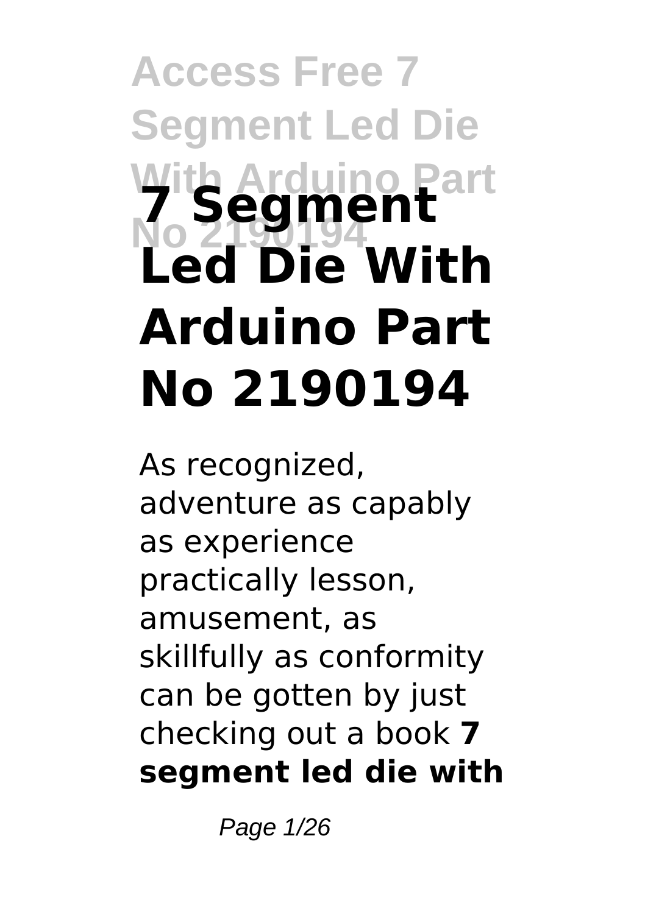# 7 Segment Led Die With Arduino Part No 2190194

As recognized, adventure as capably as experience practically lesson, amusement, as skillfully as conformity can be gotten by just checking out a book **7 segment led die with**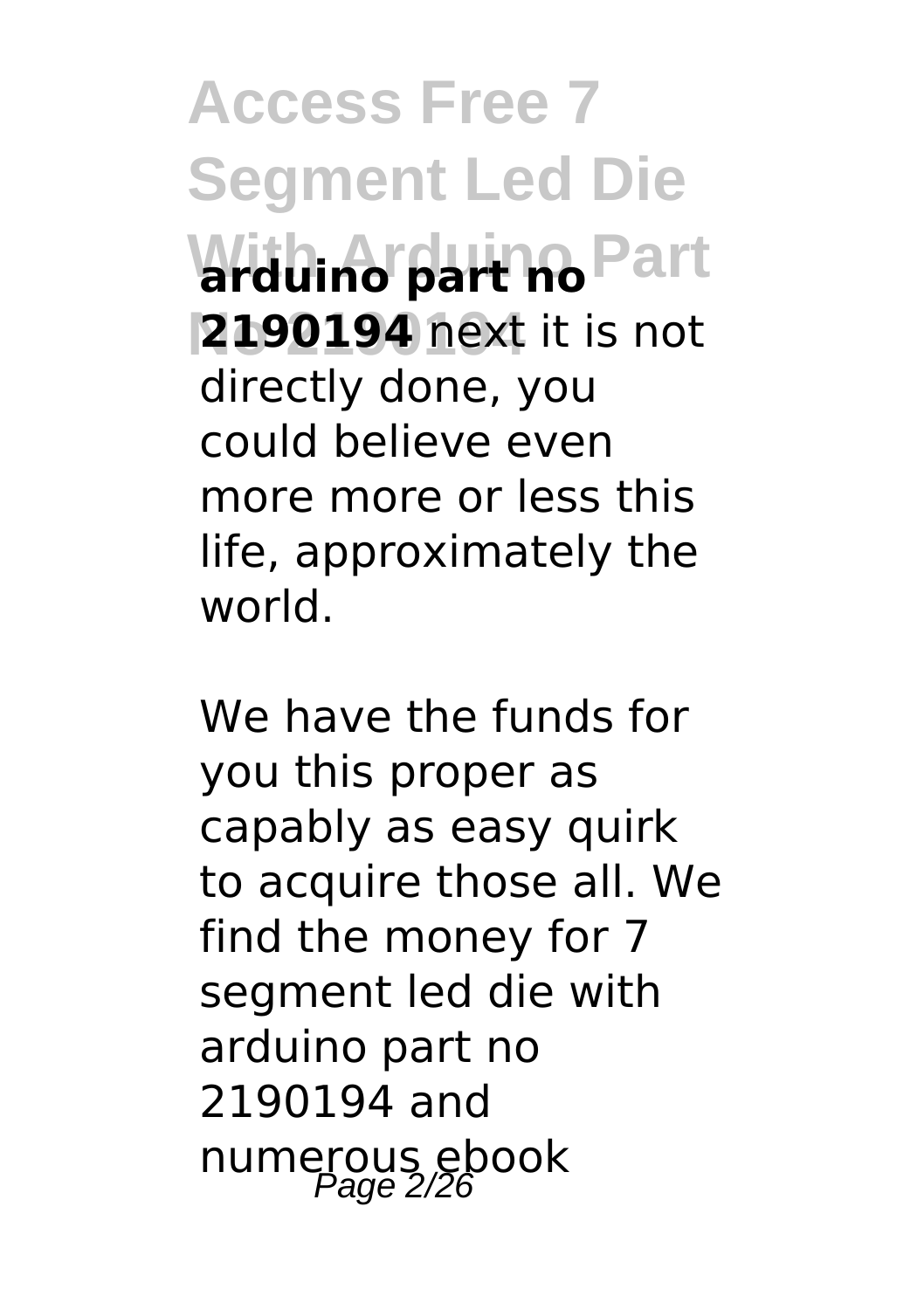**arduino part no 2190194** next it is not directly done, you could believe even more more or less this life, approximately the world.

We have the funds for you this proper as capably as easy quirk to acquire those all. We find the money for 7 segment led die with arduino part no 2190194 and numerous ebook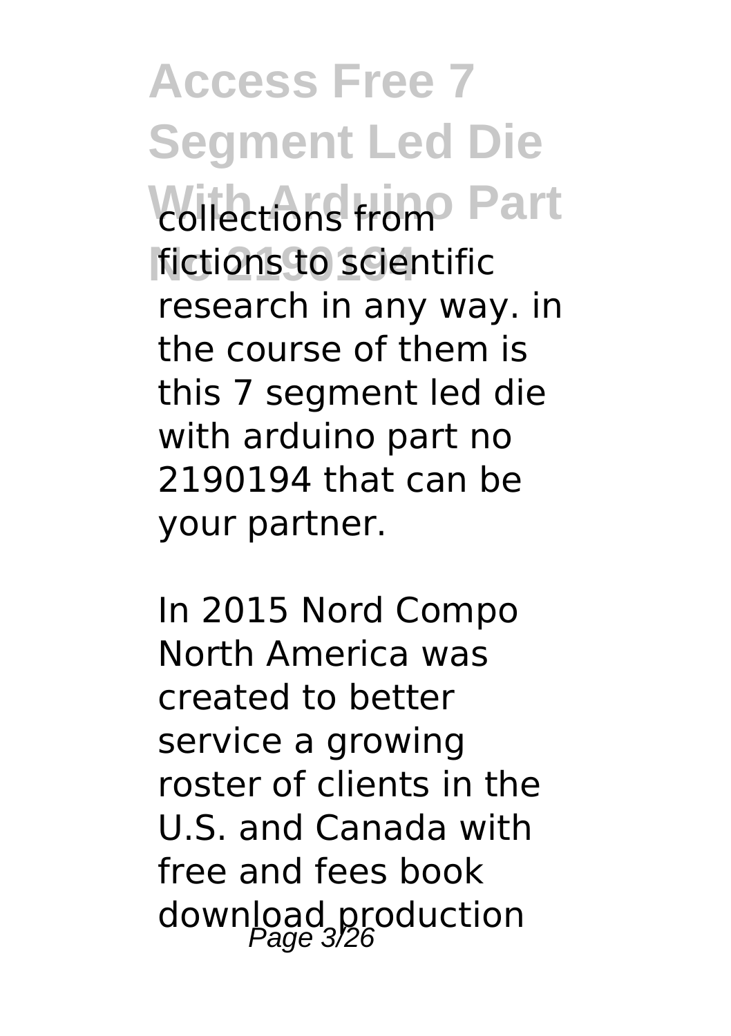collections from fictions to scientific research in any way. in the course of them is this 7 segment led die with arduino part no 2190194 that can be your partner.

In 2015 Nord Compo North America was created to better service a growing roster of clients in the U.S. and Canada with free and fees book download production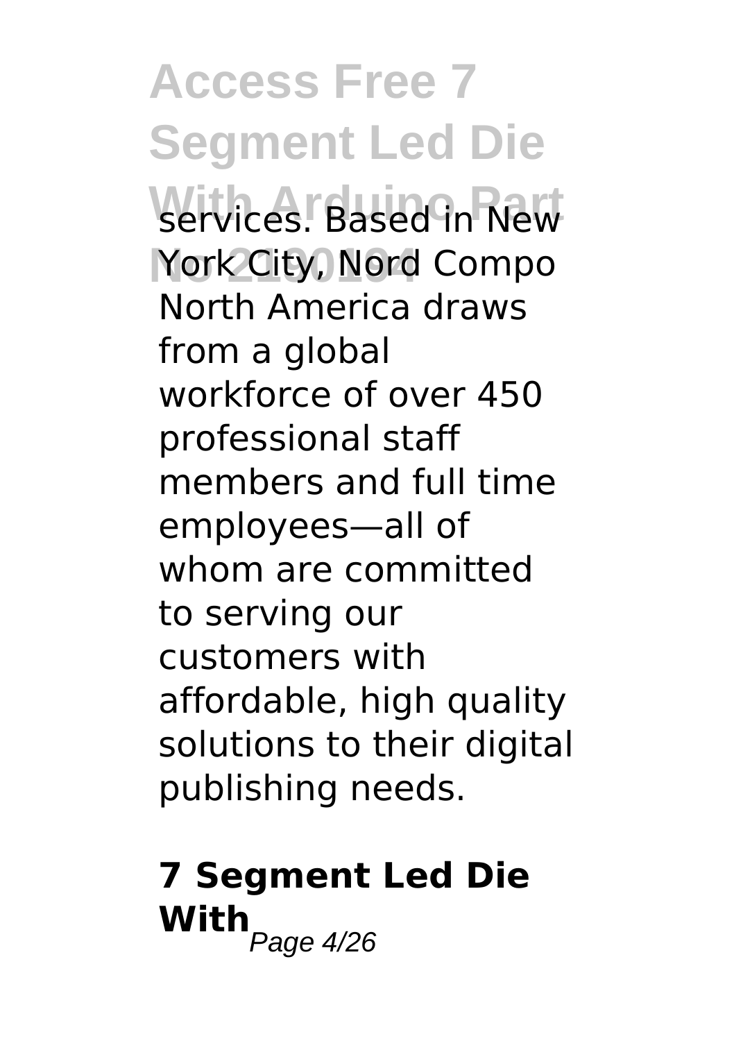services. Based in New York City, Nord Compo North America draws from a global workforce of over 450 professional staff members and full time employees—all of whom are committed to serving our customers with affordable, high quality solutions to their digital publishing needs.

## 7 Segment Led Die With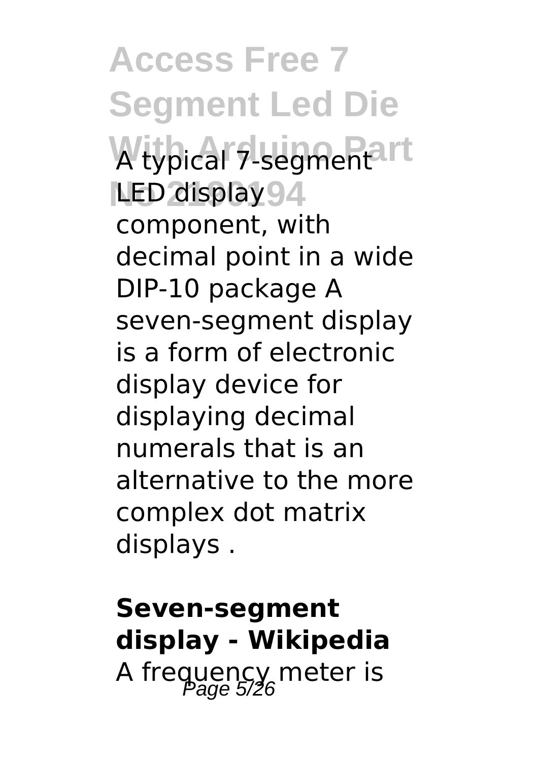A typical 7-segment LED display component, with decimal point in a wide DIP-10 package A seven-segment display is a form of electronic display device for displaying decimal numerals that is an alternative to the more complex dot matrix displays .

**Seven-segment display - Wikipedia**

A frequency meter is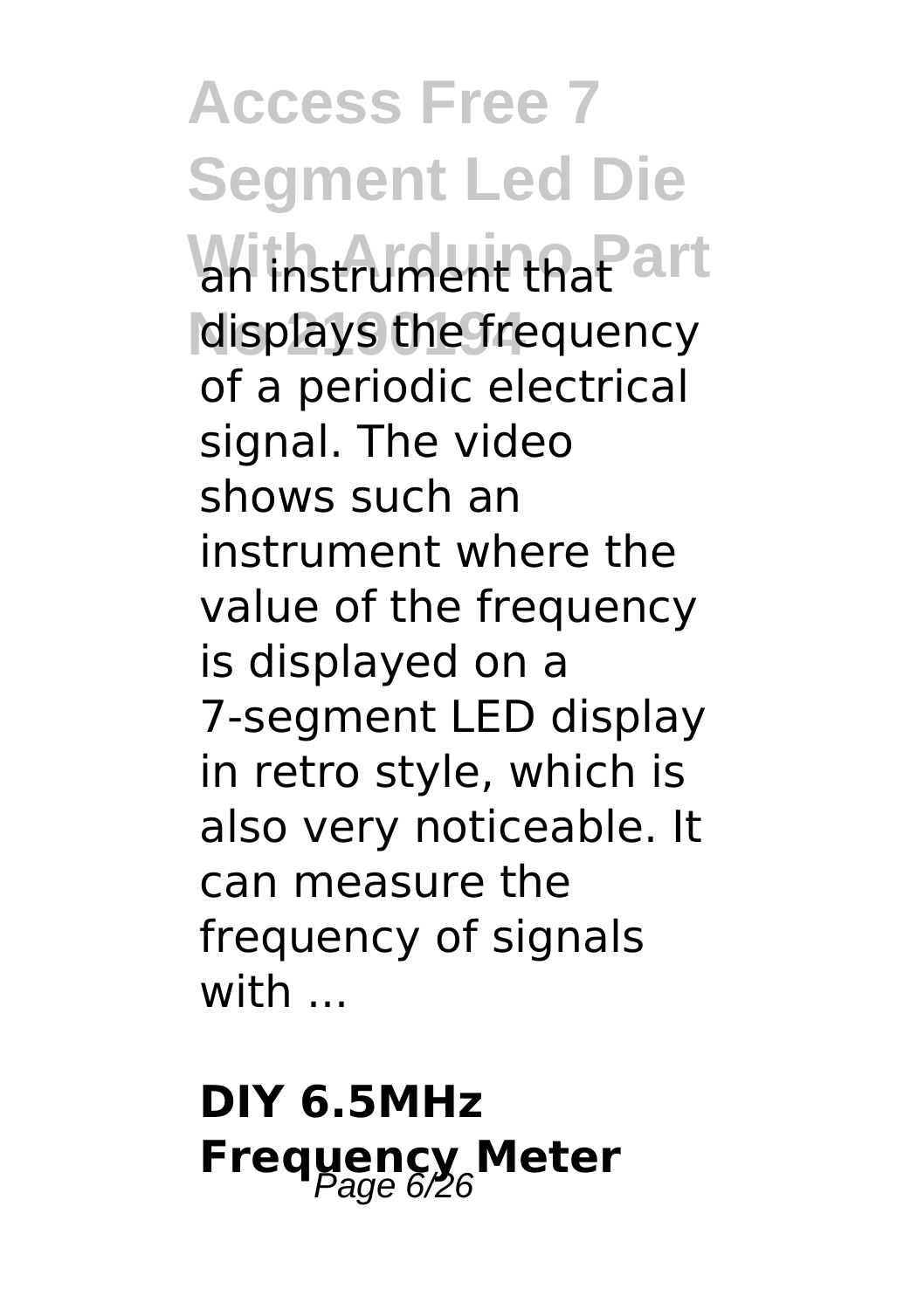an instrument that displays the frequency of a periodic electrical signal. The video shows such an instrument where the value of the frequency is displayed on a 7-segment LED display in retro style, which is also very noticeable. It can measure the frequency of signals with ...

## DIY 6.5MHz Frequency Meter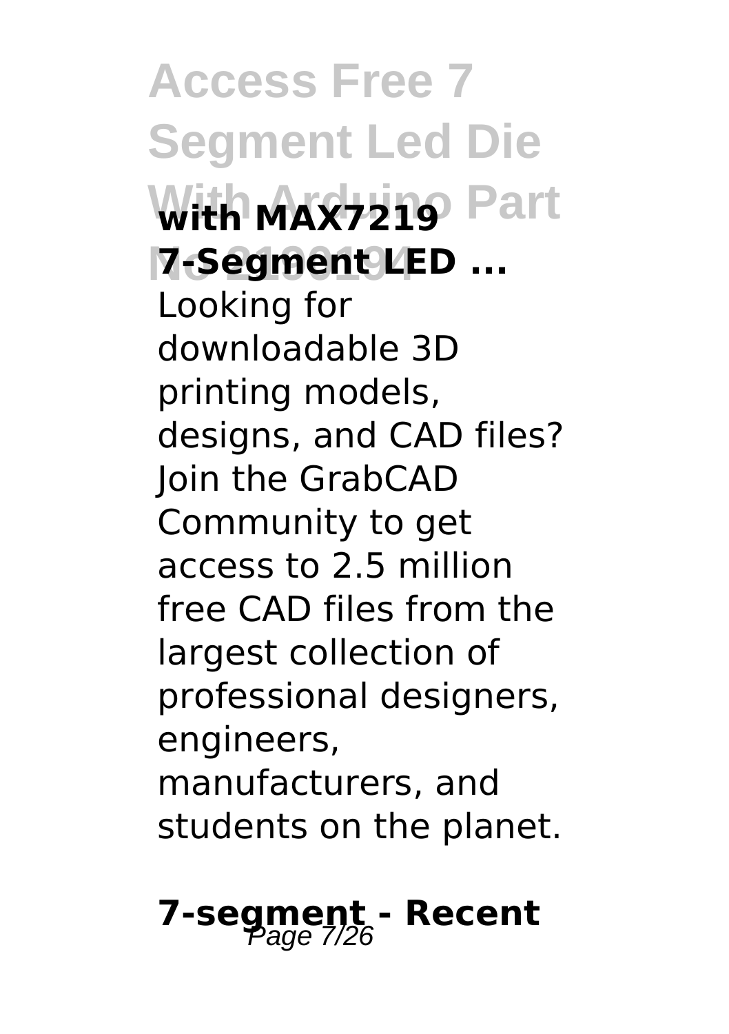**with MAX7219 7-Segment LED ...**

Looking for downloadable 3D printing models, designs, and CAD files? Join the GrabCAD Community to get access to 2.5 million free CAD files from the largest collection of professional designers, engineers, manufacturers, and students on the planet.

## 7-segment - Recent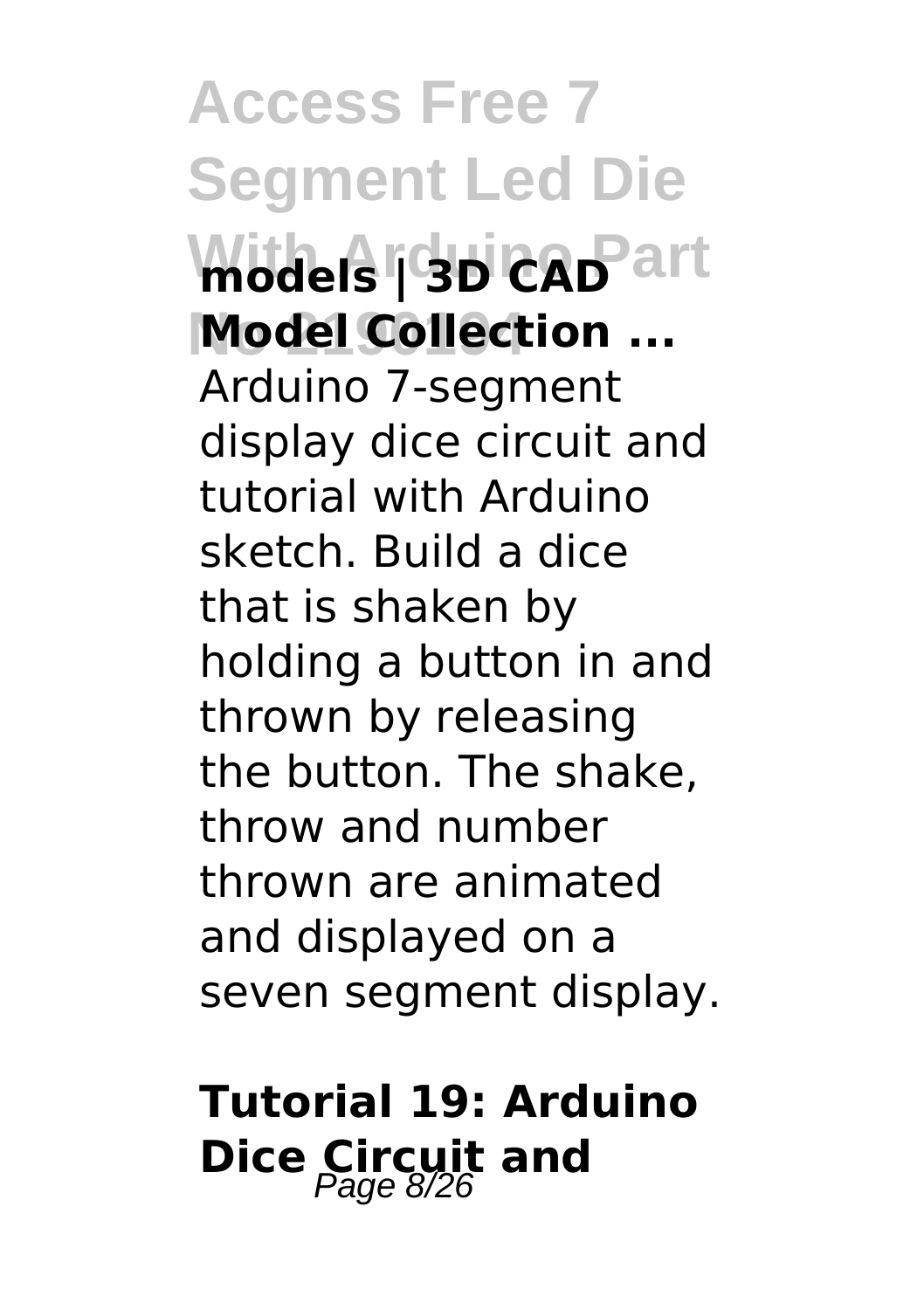**models | 3D CAD Model Collection ...**

Arduino 7-segment display dice circuit and tutorial with Arduino sketch. Build a dice that is shaken by holding a button in and thrown by releasing the button. The shake, throw and number thrown are animated and displayed on a seven segment display.

## Tutorial 19: Arduino Dice Circuit and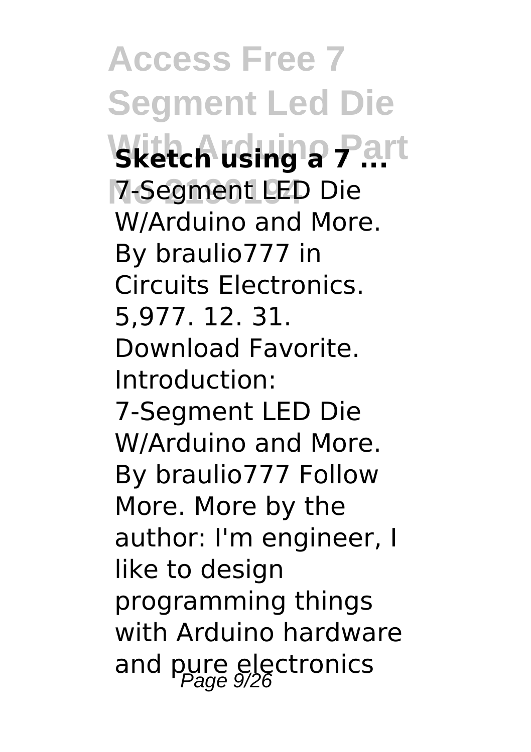**Sketch using a 7 ...**

7-Segment LED Die W/Arduino and More. By braulio777 in Circuits Electronics. 5,977. 12. 31. Download Favorite. Introduction: 7-Segment LED Die W/Arduino and More. By braulio777 Follow More. More by the author: I'm engineer, I like to design programming things with Arduino hardware and pure electronics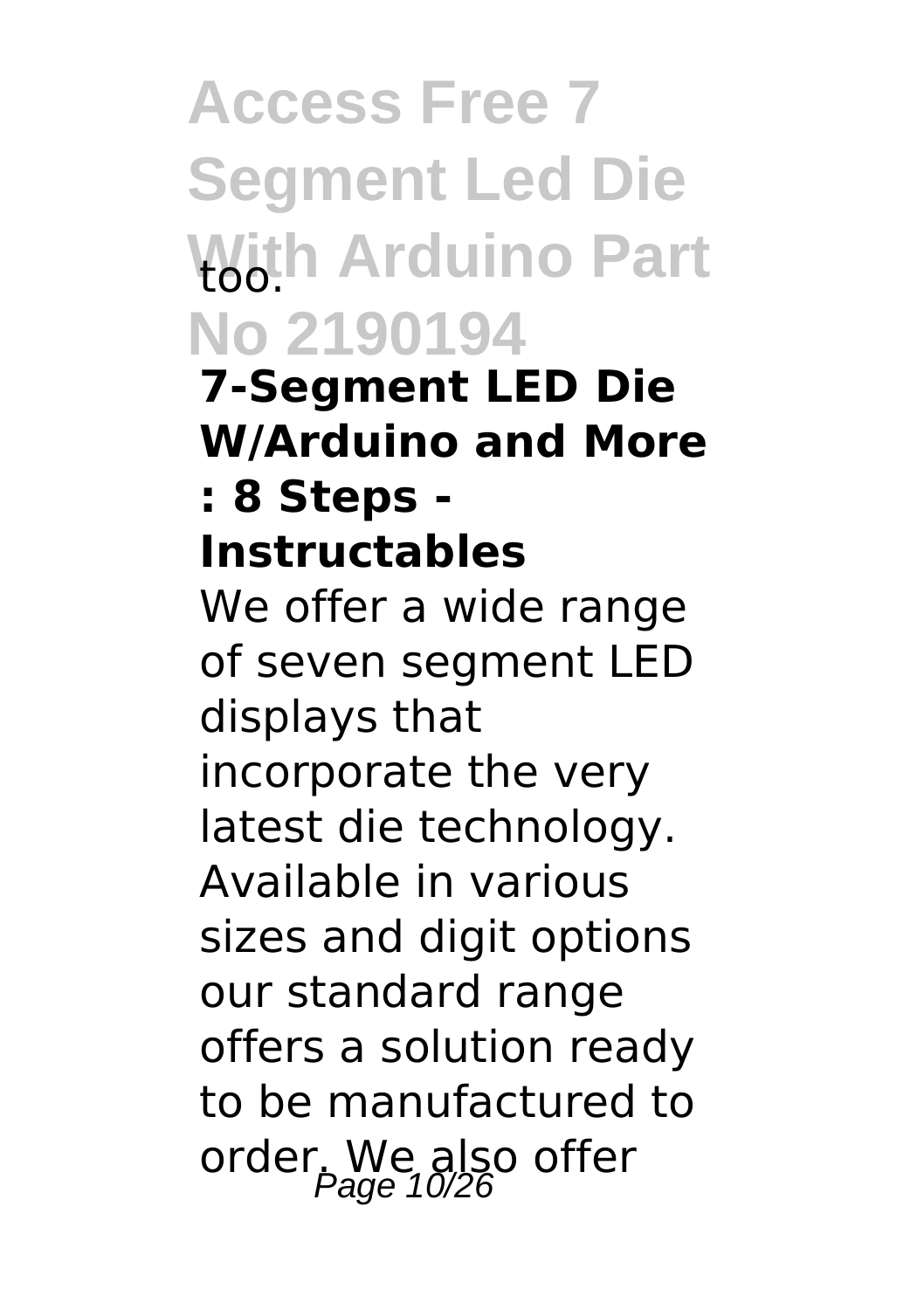too.

**7-Segment LED Die W/Arduino and More : 8 Steps - Instructables**

We offer a wide range of seven segment LED displays that incorporate the very latest die technology. Available in various sizes and digit options our standard range offers a solution ready to be manufactured to order. We also offer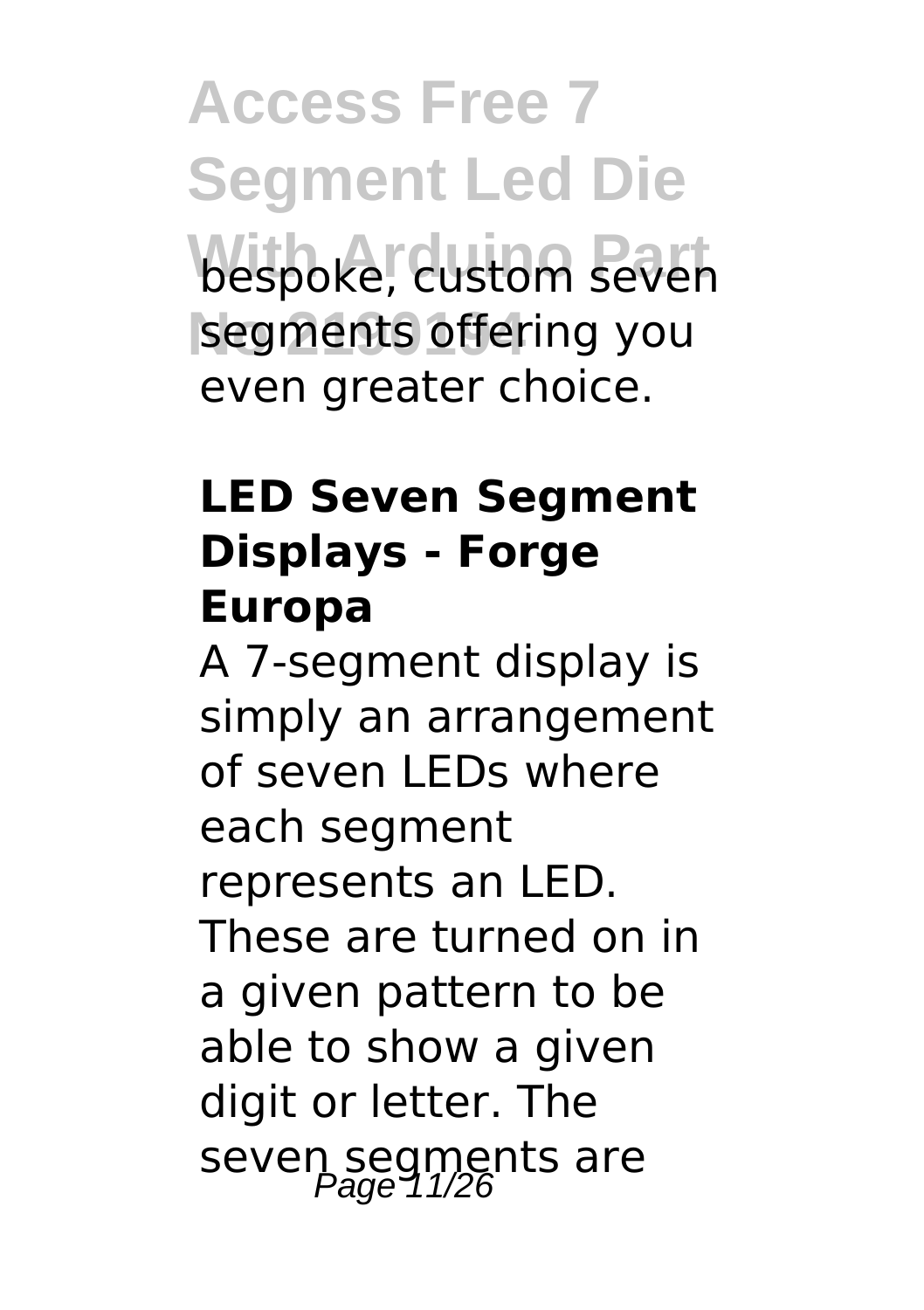bespoke, custom seven segments offering you even greater choice.

### LED Seven Segment Displays - Forge Europa

A 7-segment display is simply an arrangement of seven LEDs where each segment represents an LED. These are turned on in a given pattern to be able to show a given digit or letter. The seven segments are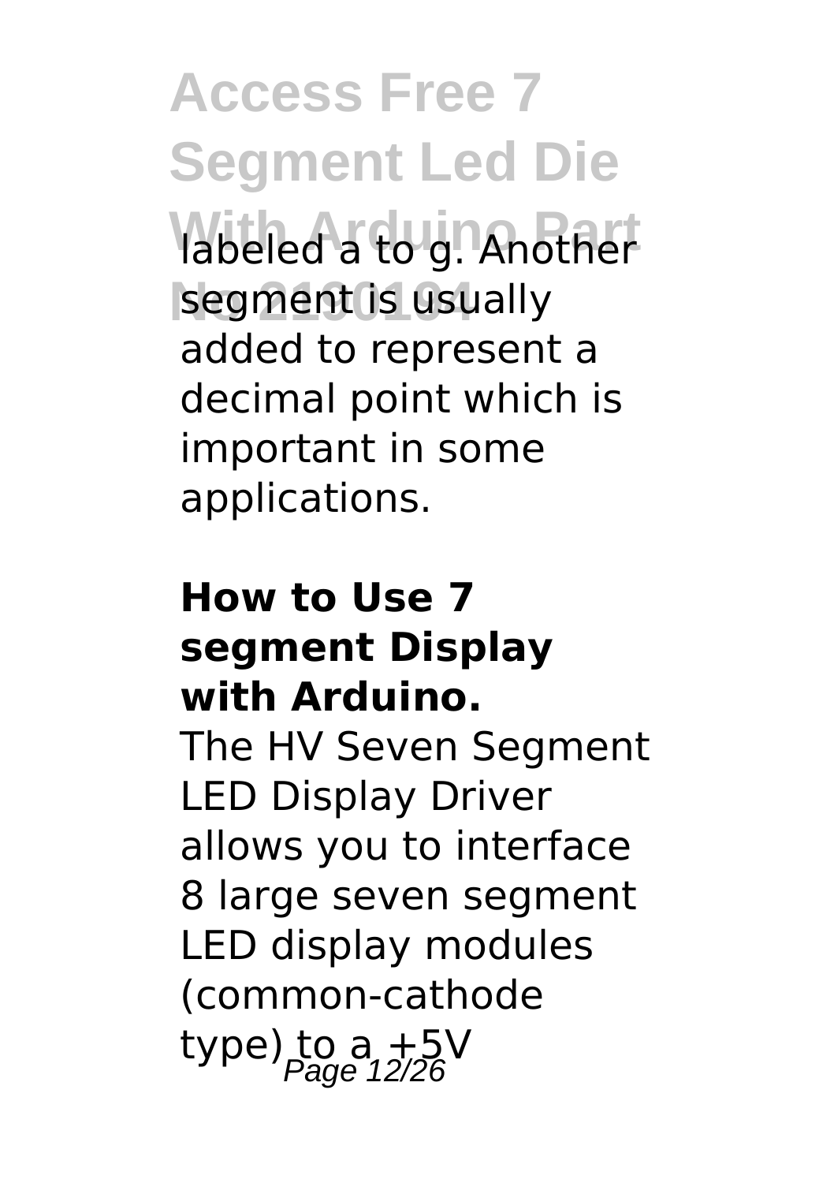labeled a to g. Another segment is usually added to represent a decimal point which is important in some applications.

**How to Use 7 segment Display with Arduino.**

The HV Seven Segment LED Display Driver allows you to interface 8 large seven segment LED display modules (common-cathode type) to a +5V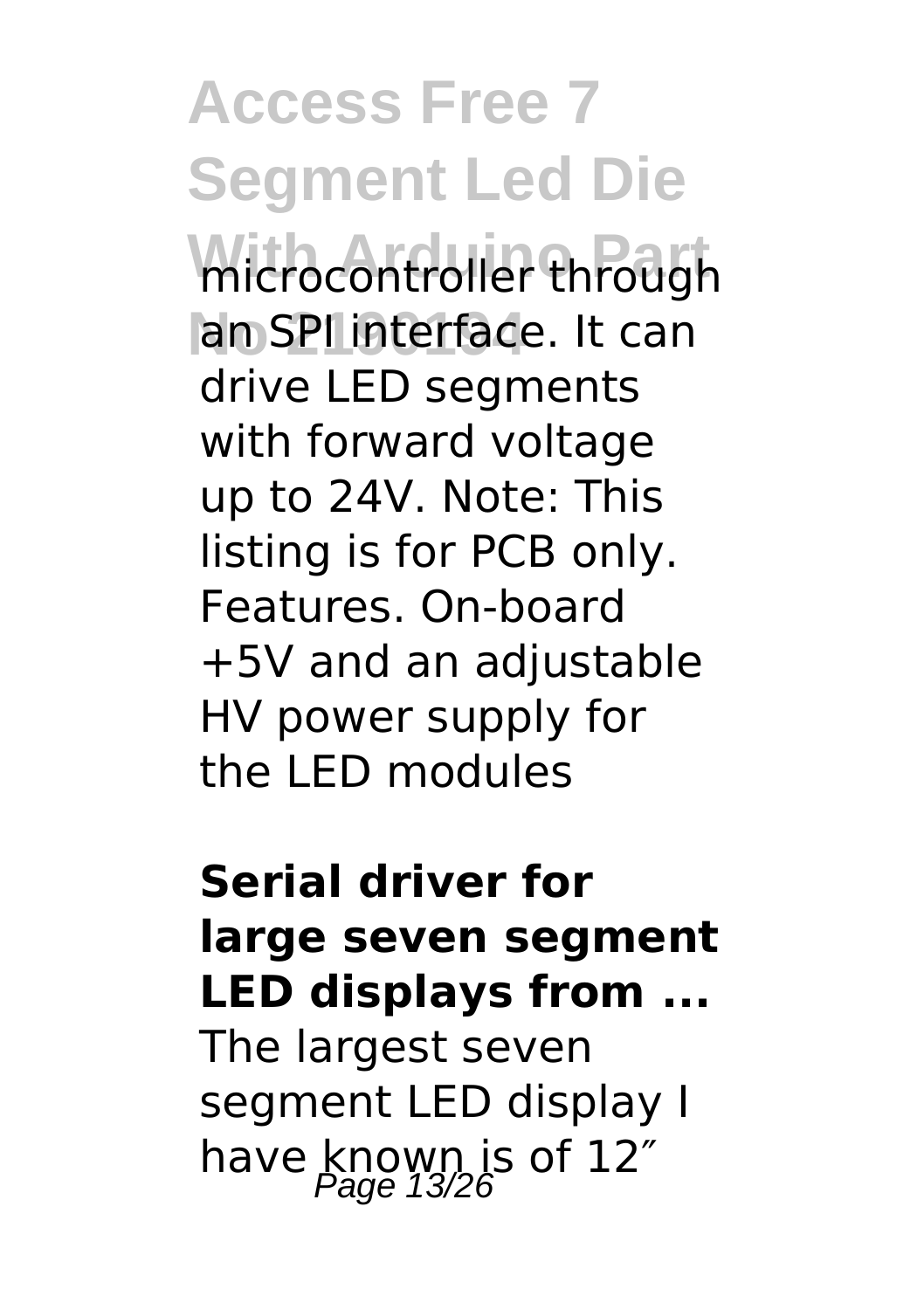microcontroller through an SPI interface. It can drive LED segments with forward voltage up to 24V. Note: This listing is for PCB only. Features. On-board +5V and an adjustable HV power supply for the LED modules

**Serial driver for large seven segment LED displays from ...**

The largest seven segment LED display I have known is of 12″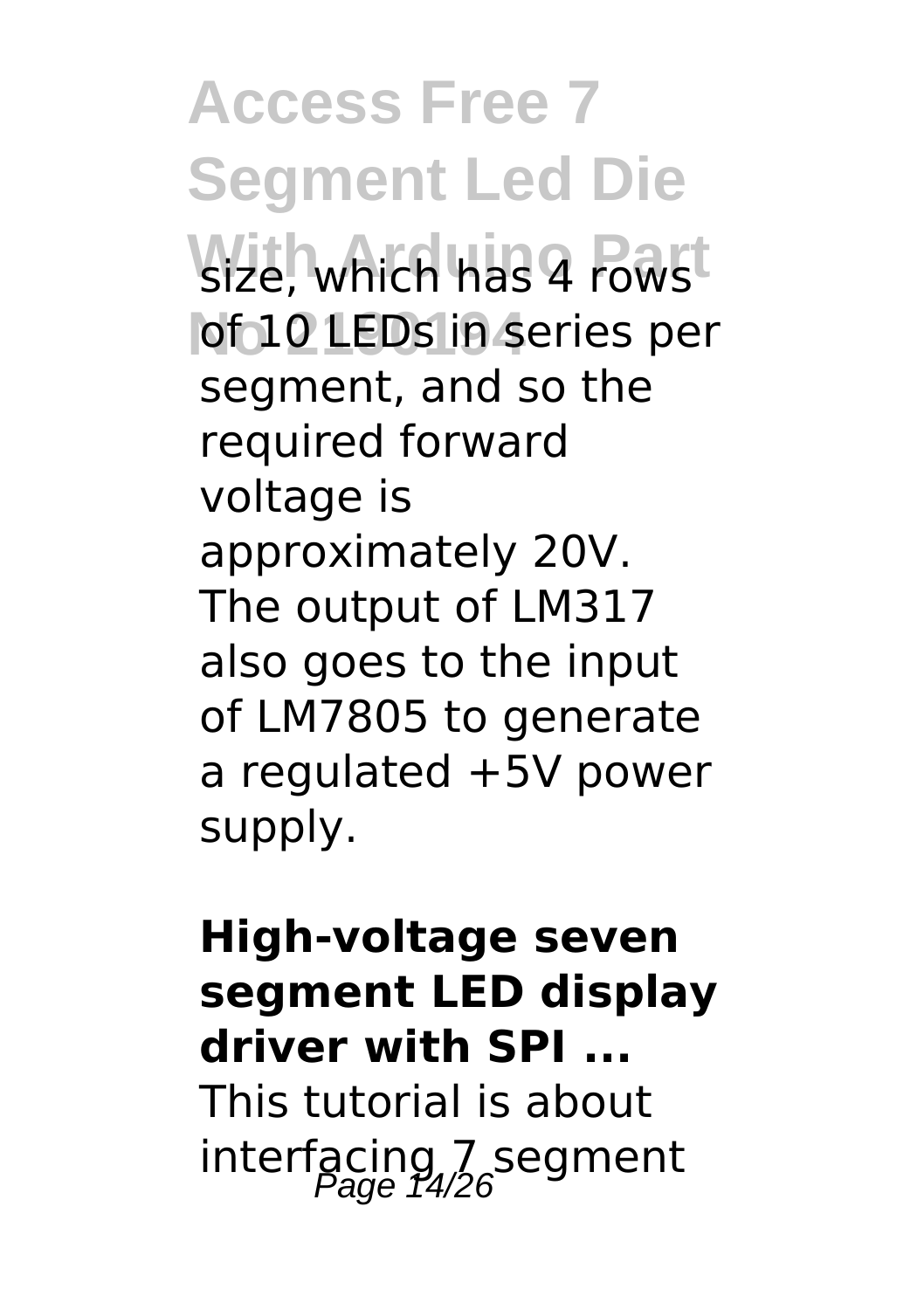size, which has 4 rows of 10 LEDs in series per segment, and so the required forward voltage is approximately 20V. The output of LM317 also goes to the input of LM7805 to generate a regulated +5V power supply.

**High-voltage seven segment LED display driver with SPI ...**

This tutorial is about interfacing 7 segment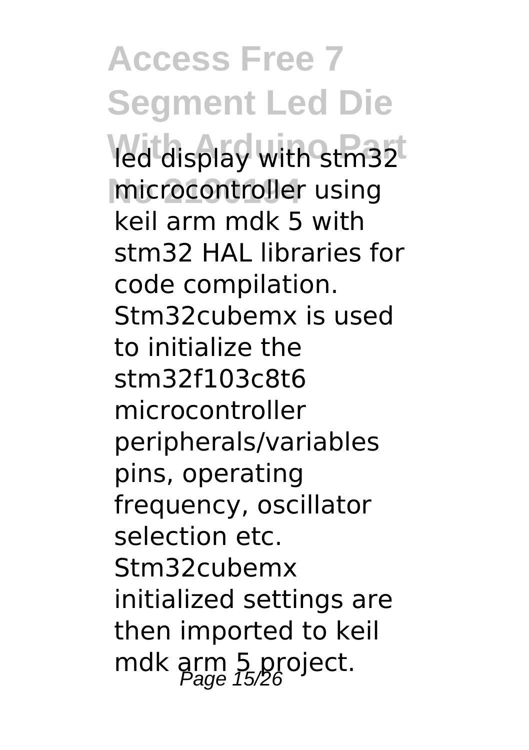led display with stm32 microcontroller using keil arm mdk 5 with stm32 HAL libraries for code compilation. Stm32cubemx is used to initialize the stm32f103c8t6 microcontroller peripherals/variables pins, operating frequency, oscillator selection etc. Stm32cubemx initialized settings are then imported to keil mdk arm 5 project.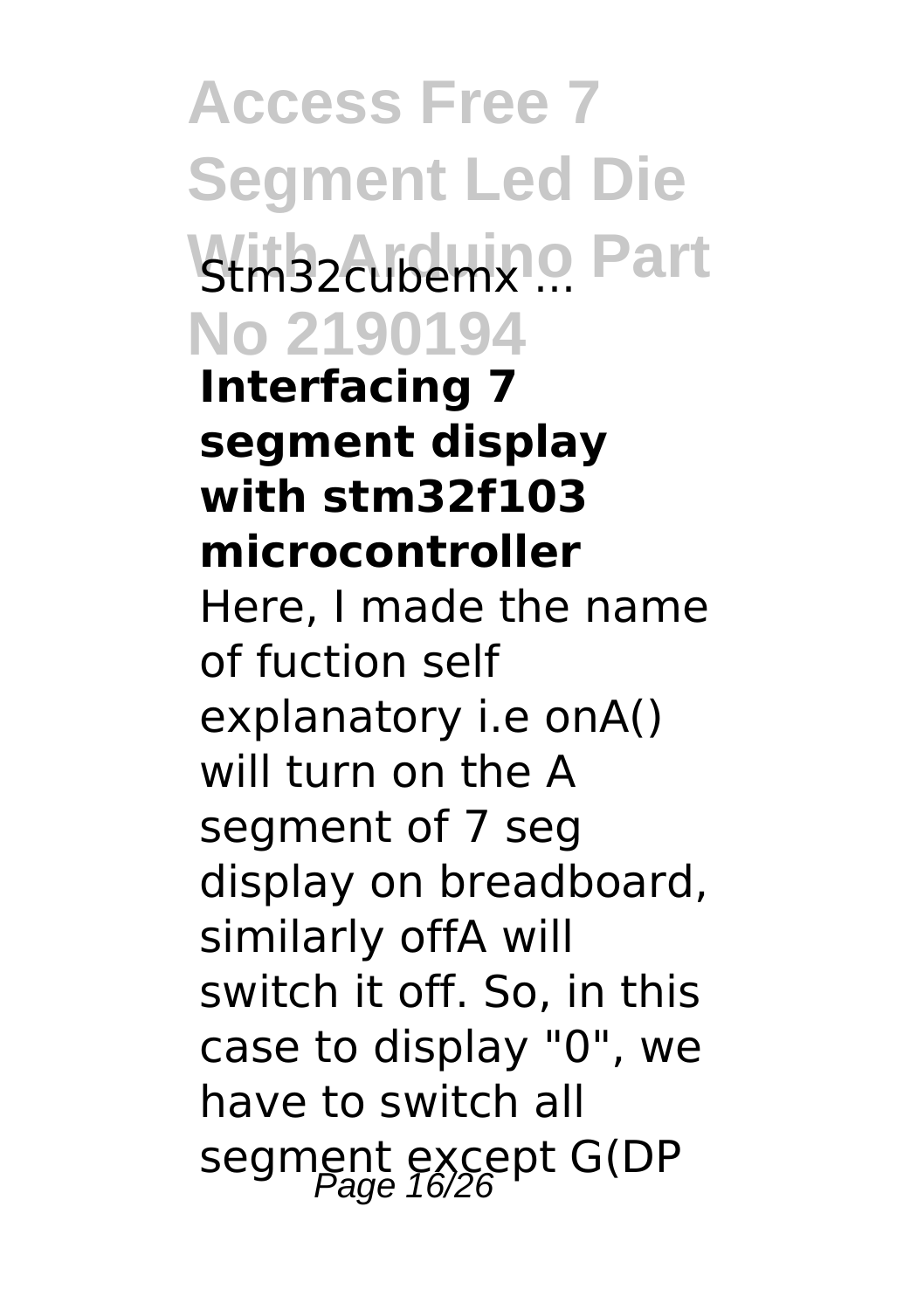**Interfacing 7 segment display with stm32f103 microcontroller**

Here, I made the name of fuction self explanatory i.e onA() will turn on the A segment of 7 seg display on breadboard, similarly offA will switch it off. So, in this case to display "0", we have to switch all segment except G(DP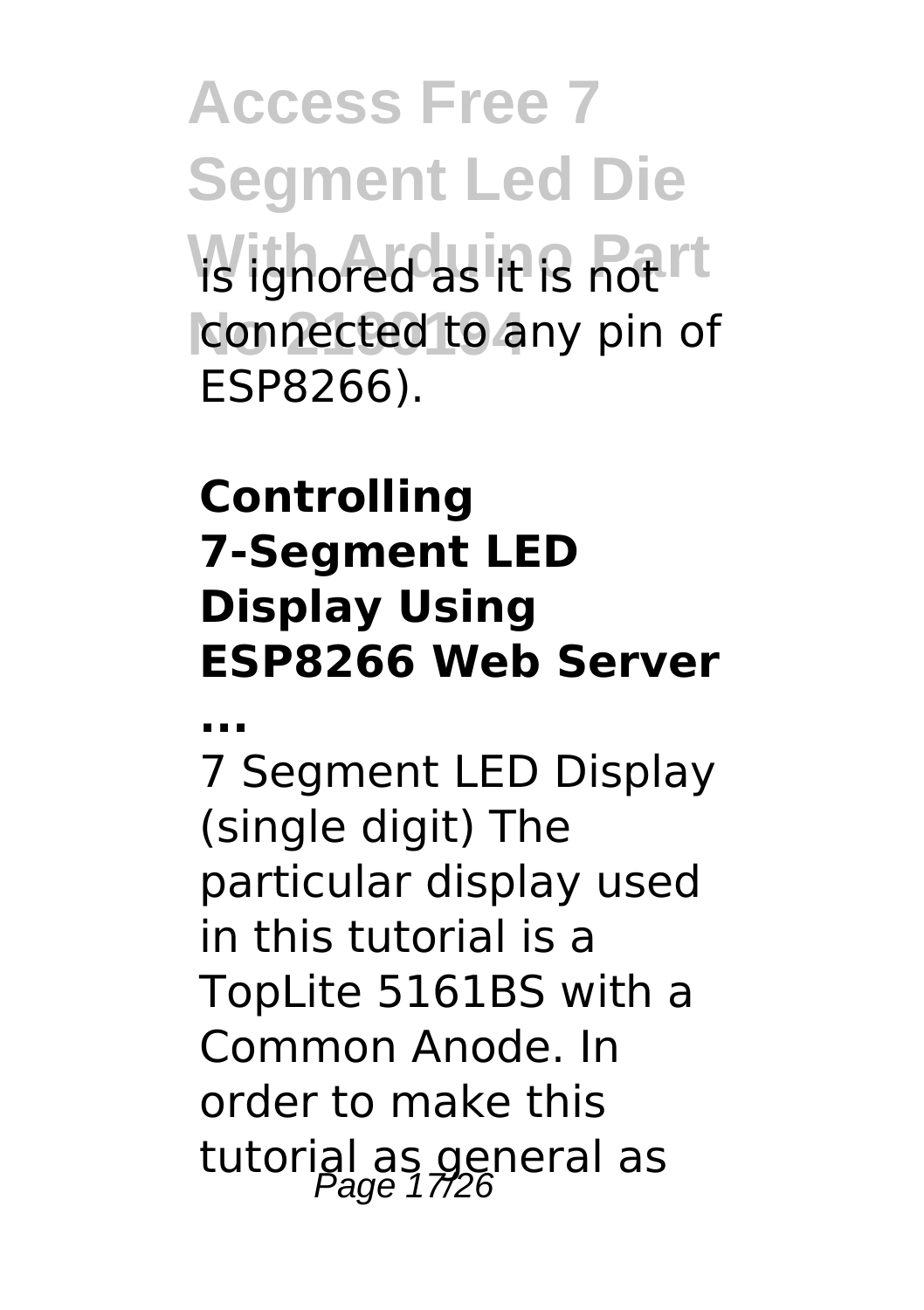is ignored as it is not connected to any pin of ESP8266).

**Controlling 7-Segment LED Display Using ESP8266 Web Server ...**

7 Segment LED Display (single digit) The particular display used in this tutorial is a TopLite 5161BS with a Common Anode. In order to make this tutorial as general as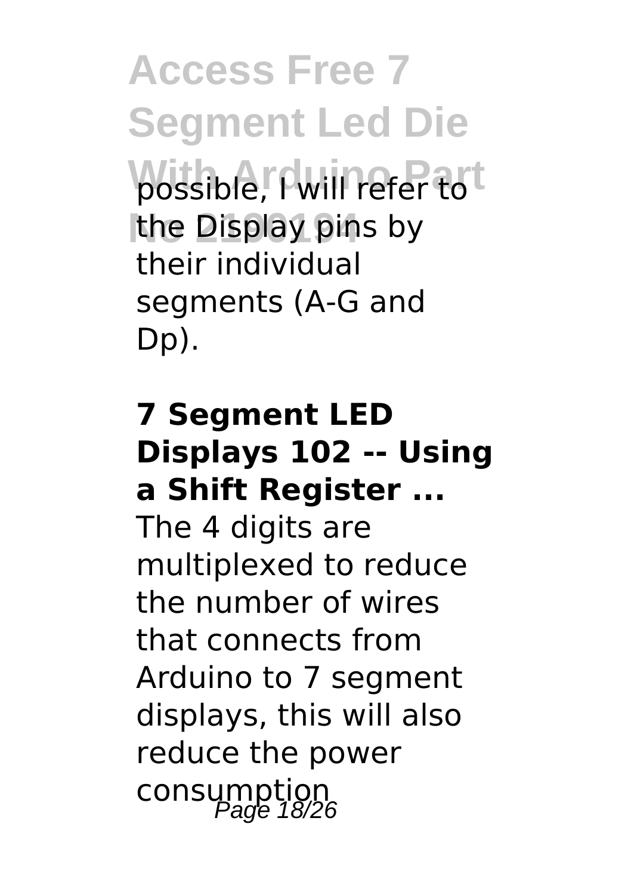possible, I will refer to the Display pins by their individual segments (A-G and Dp).

**7 Segment LED Displays 102 -- Using a Shift Register ...**

The 4 digits are multiplexed to reduce the number of wires that connects from Arduino to 7 segment displays, this will also reduce the power consumption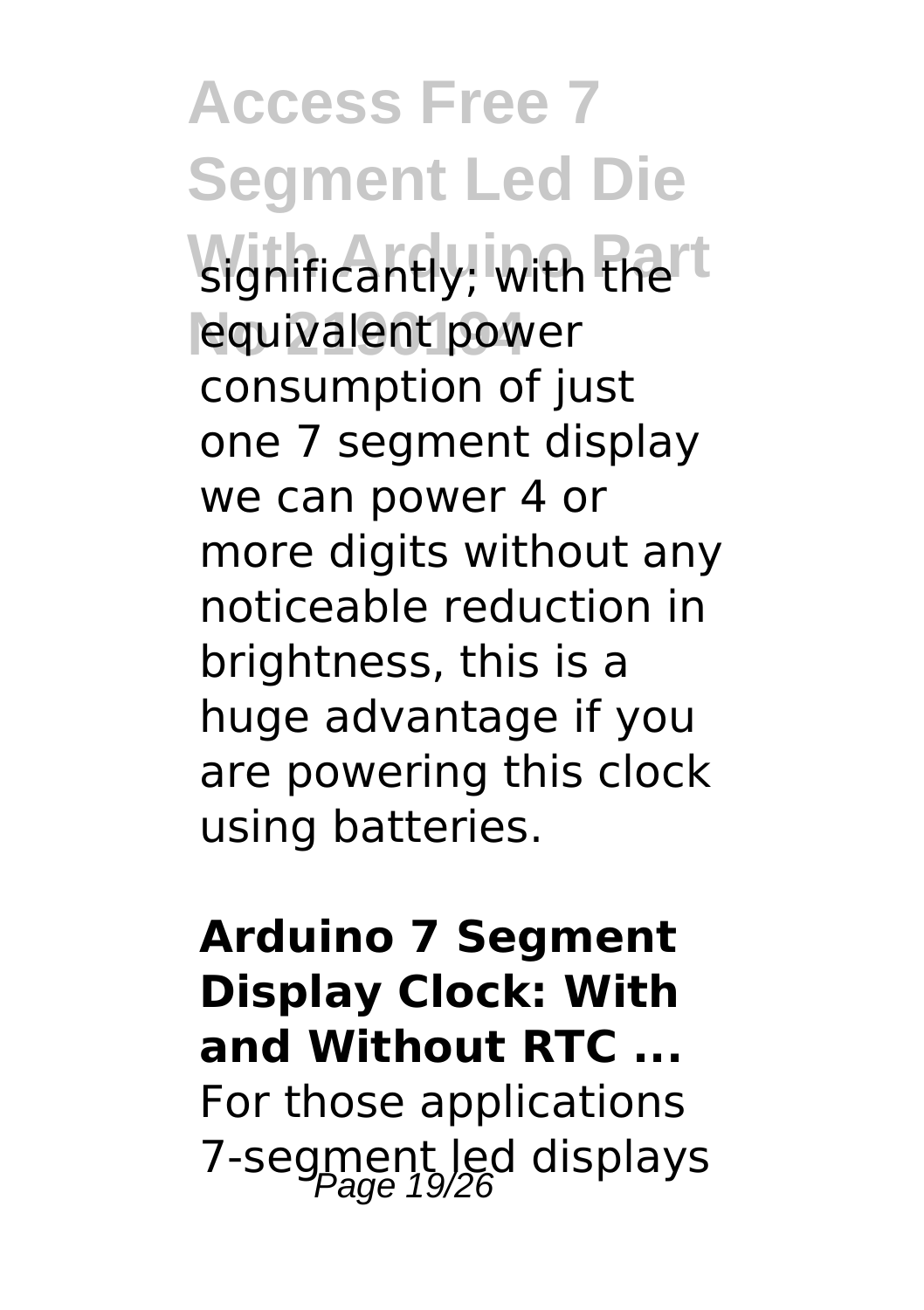significantly; with the equivalent power consumption of just one 7 segment display we can power 4 or more digits without any noticeable reduction in brightness, this is a huge advantage if you are powering this clock using batteries.

**Arduino 7 Segment Display Clock: With and Without RTC ...**

For those applications 7-segment led displays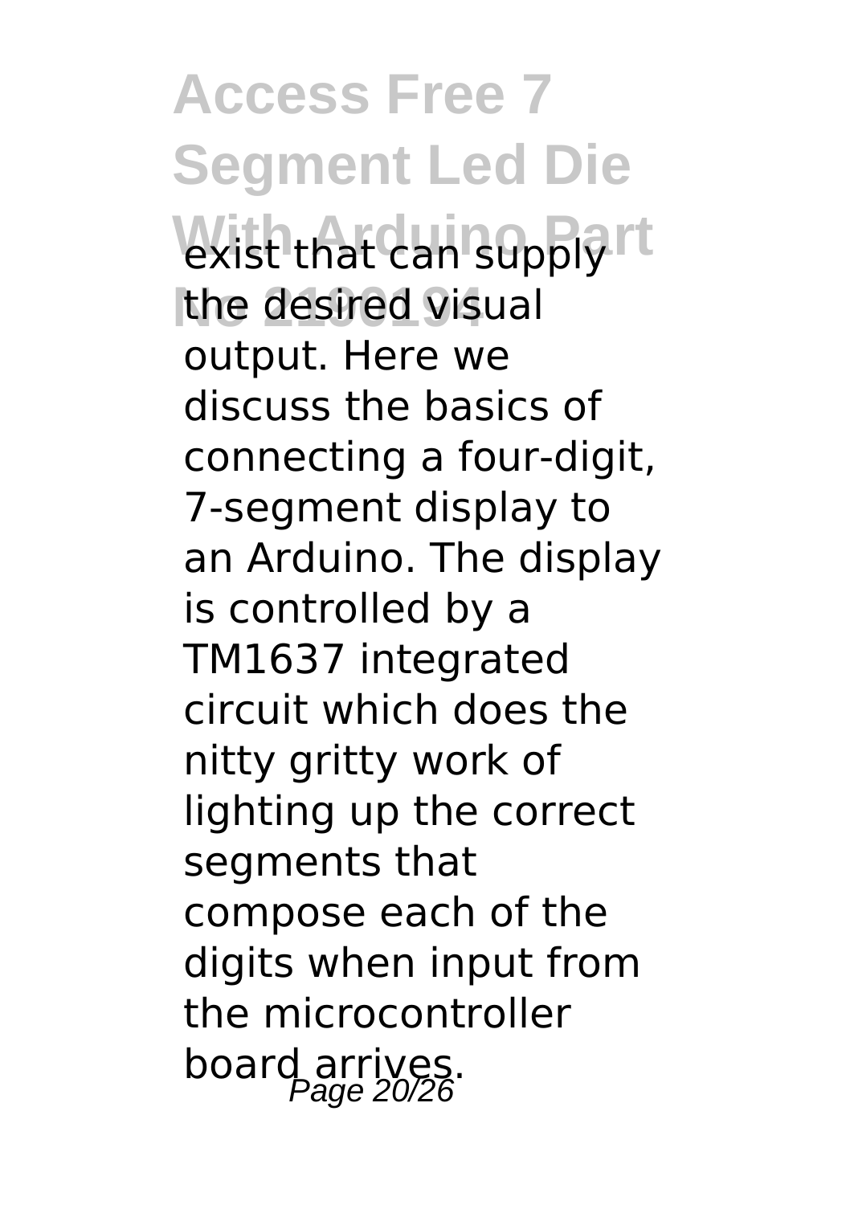exist that can supply the desired visual output. Here we discuss the basics of connecting a four-digit, 7-segment display to an Arduino. The display is controlled by a TM1637 integrated circuit which does the nitty gritty work of lighting up the correct segments that compose each of the digits when input from the microcontroller board arrives.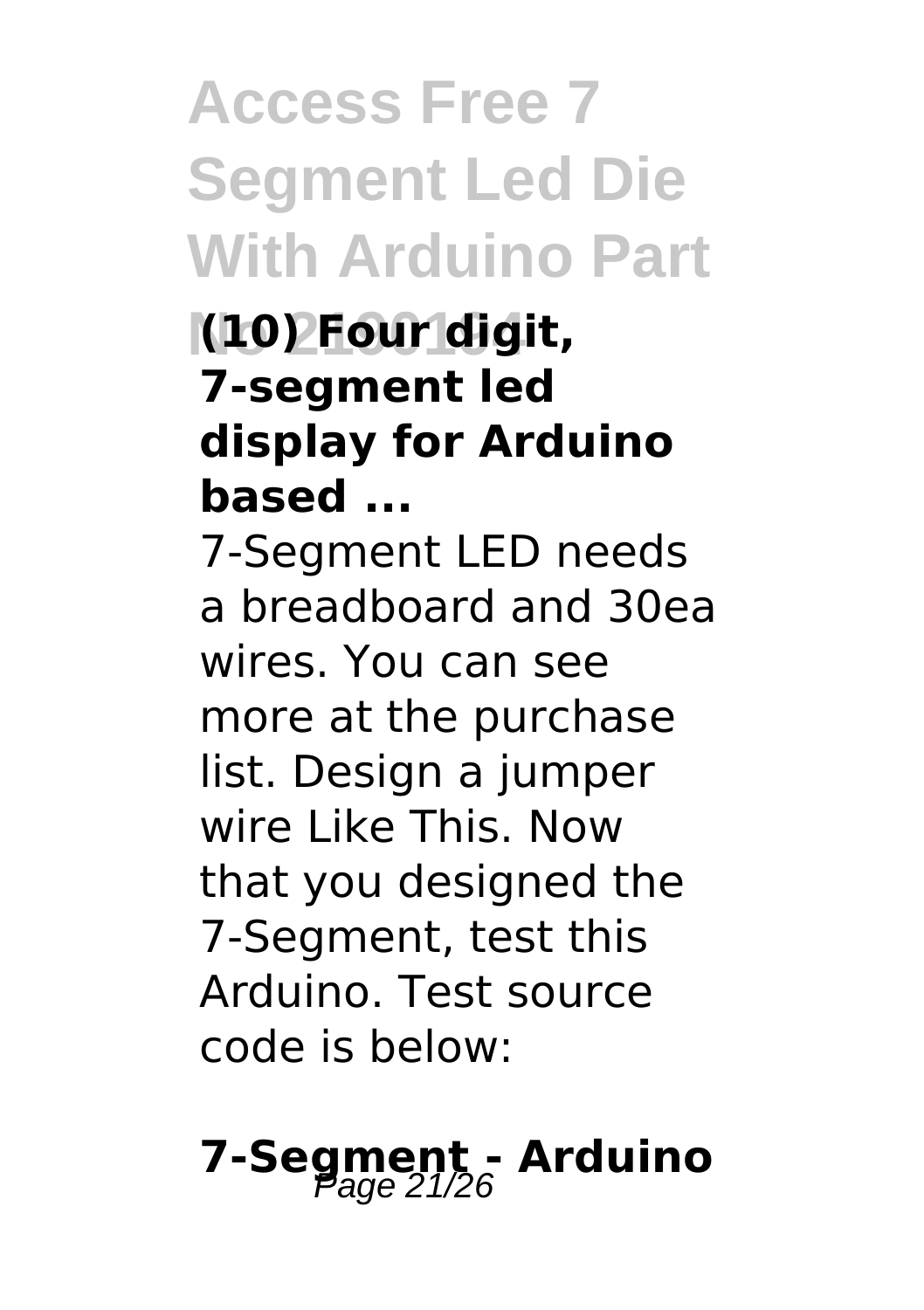**(10) Four digit, 7-segment led display for Arduino based ...**

7-Segment LED needs a breadboard and 30ea wires. You can see more at the purchase list. Design a jumper wire Like This. Now that you designed the 7-Segment, test this Arduino. Test source code is below:

## 7-Segment - Arduino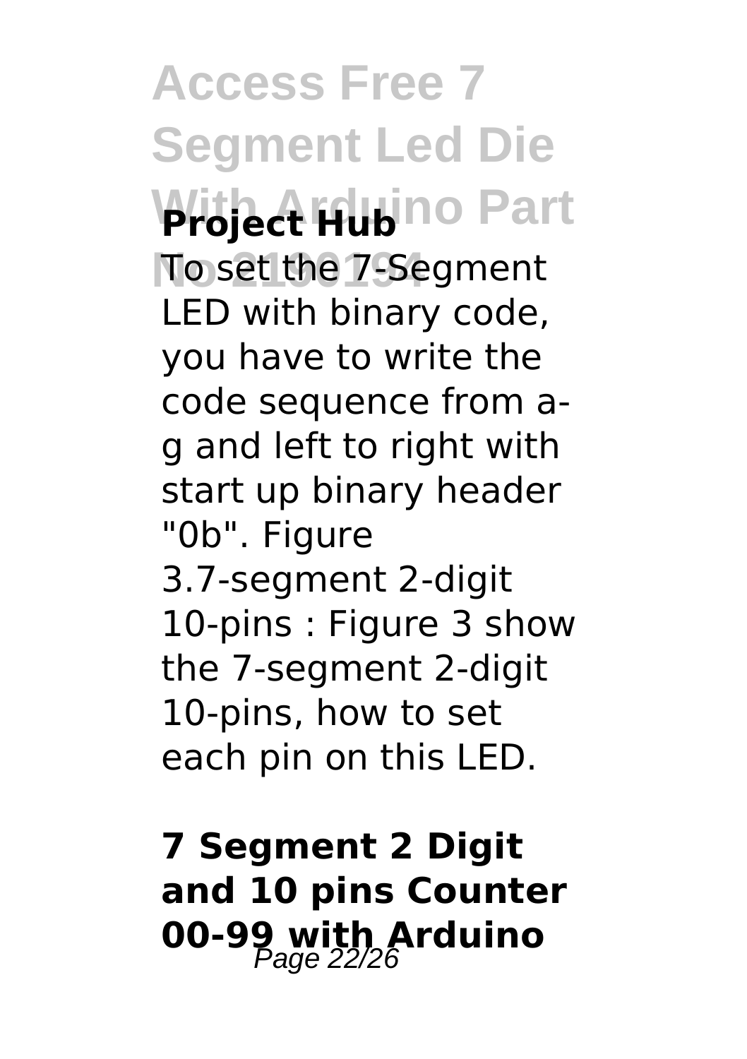**Project Hub**

To set the 7-Segment LED with binary code, you have to write the code sequence from a-g and left to right with start up binary header "0b". Figure 3.7-segment 2-digit 10-pins : Figure 3 show the 7-segment 2-digit 10-pins, how to set each pin on this LED.

**7 Segment 2 Digit and 10 pins Counter 00-99 with Arduino**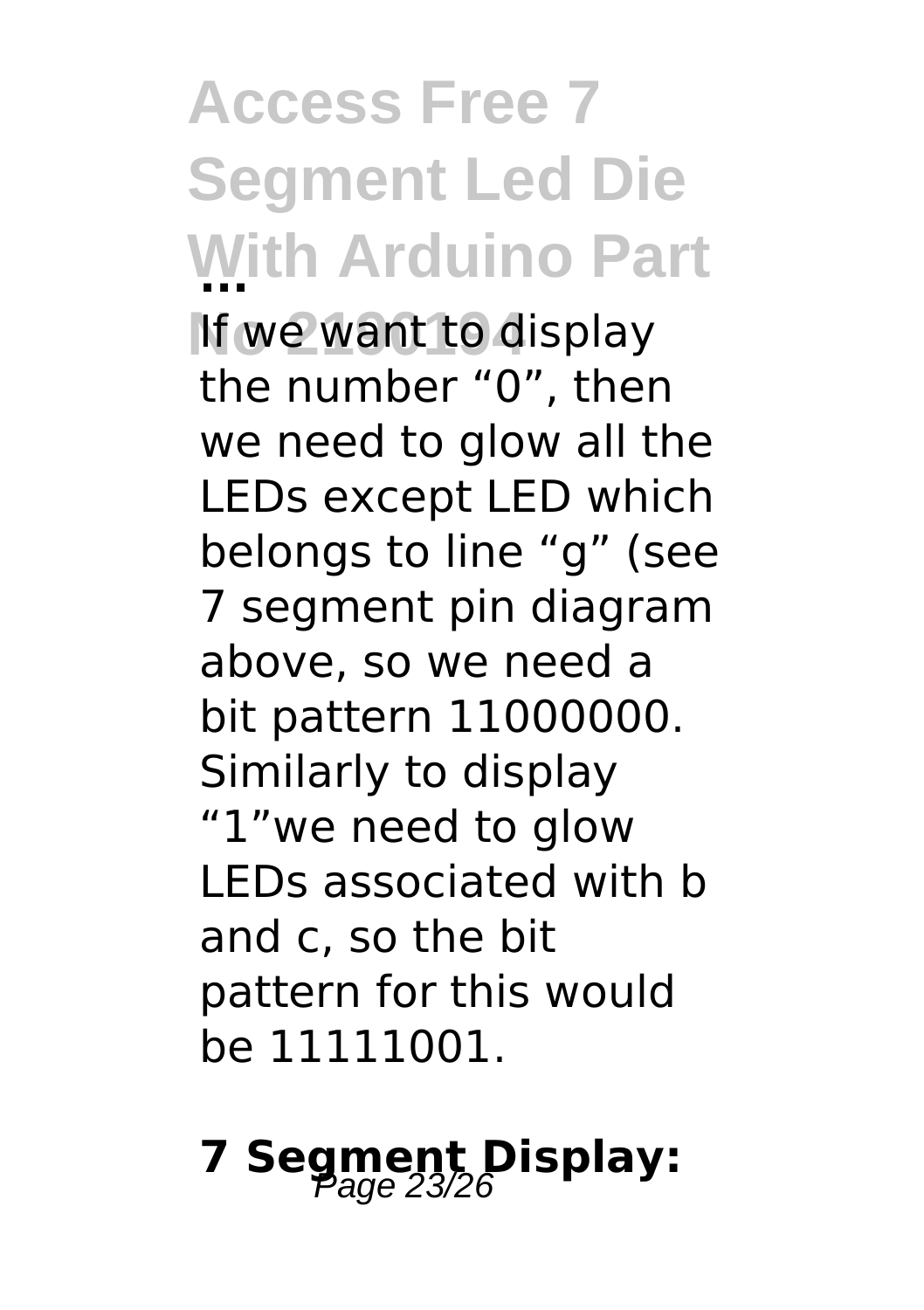## Access Free 7 Segment Led Die With Arduino Part ...

If we want to display the number “0”, then we need to glow all the LEDs except LED which belongs to line “g” (see 7 segment pin diagram above, so we need a bit pattern 11000000. Similarly to display “1”we need to glow LEDs associated with b and c, so the bit pattern for this would be 11111001.

## 7 Segment Display: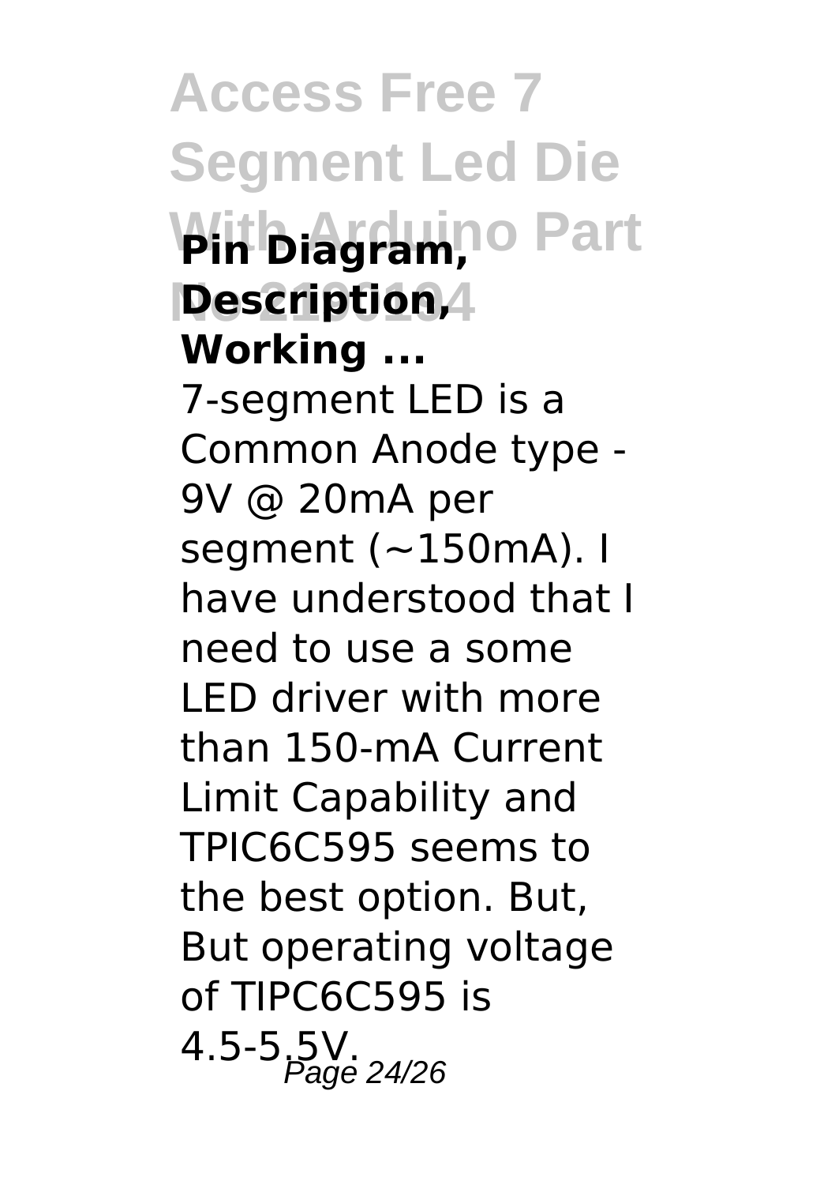**Pin Diagram, Description, Working ...**

7-segment LED is a Common Anode type - 9V @ 20mA per segment (~150mA). I have understood that I need to use a some LED driver with more than 150-mA Current Limit Capability and TPIC6C595 seems to the best option. But, But operating voltage of TIPC6C595 is 4.5-5.5V.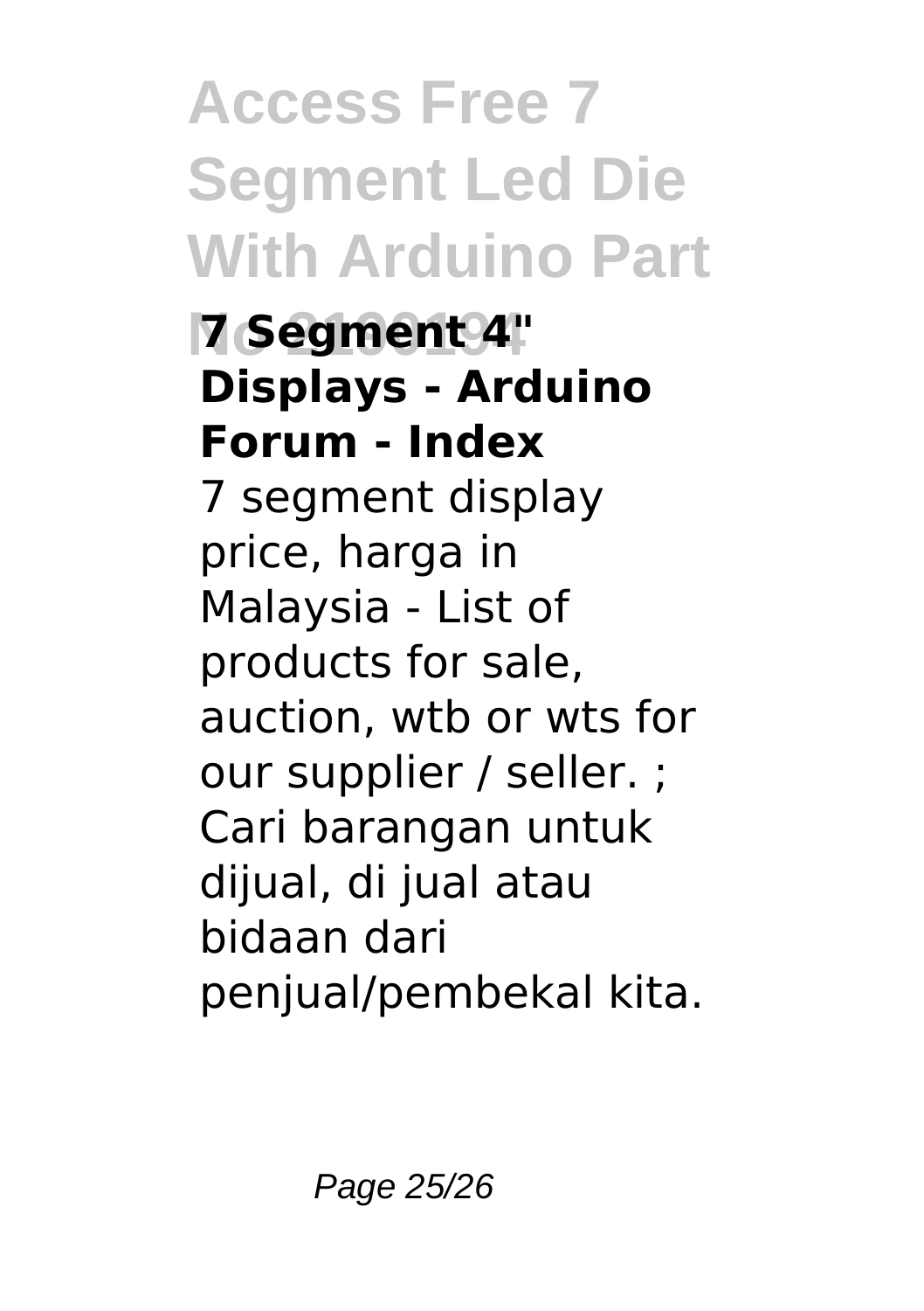**7 Segment 4" Displays - Arduino Forum - Index**

7 segment display price, harga in Malaysia - List of products for sale, auction, wtb or wts for our supplier / seller. ; Cari barangan untuk dijual, di jual atau bidaan dari penjual/pembekal kita.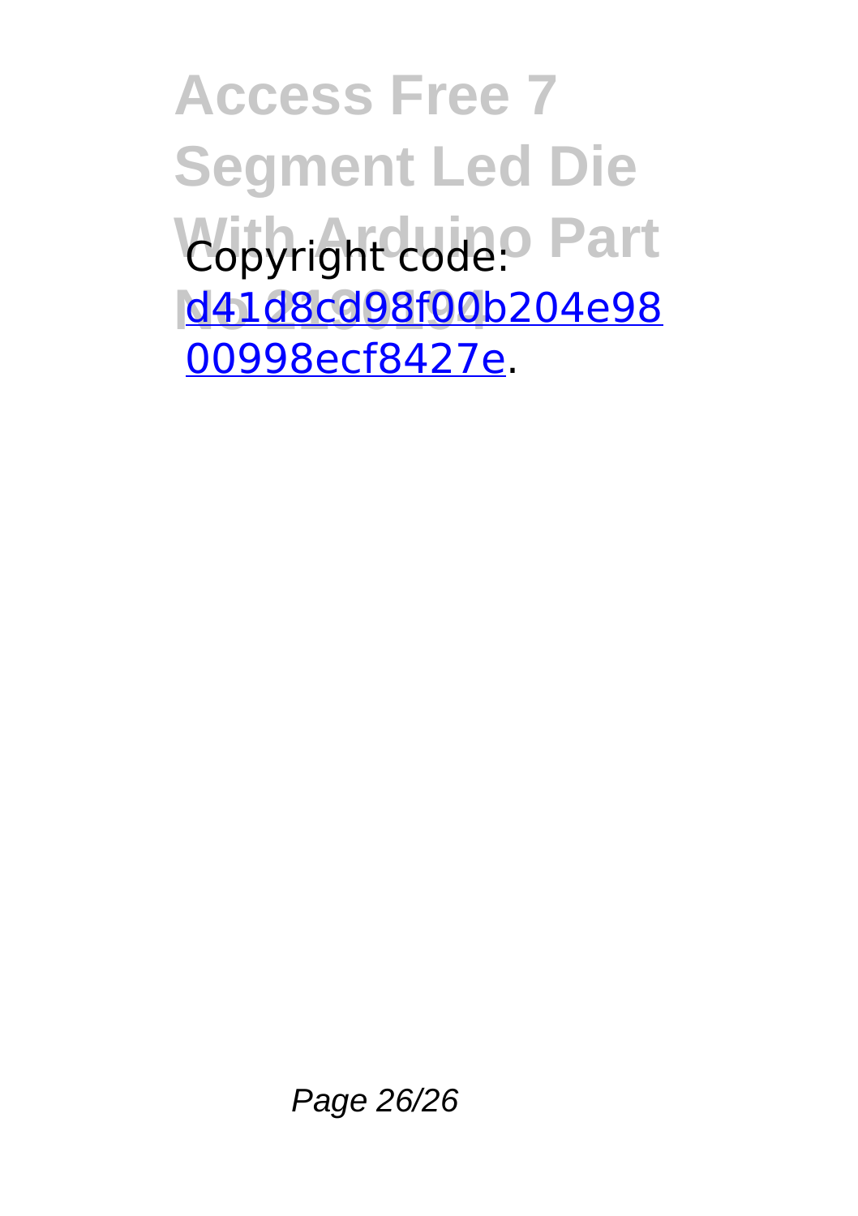Copyright code: [d41d8cd98f00b204e9800998ecf8427e](d41d8cd98f00b204e9800998ecf8427e).